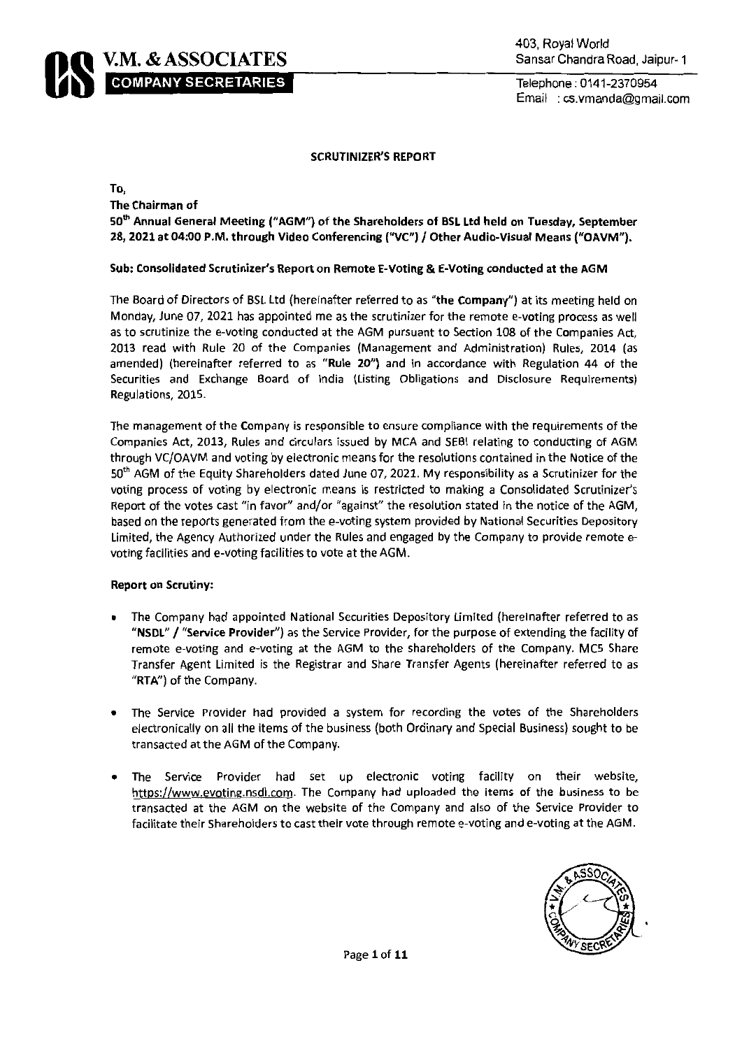**V.M. & ASSOCIATES**
**COMPANY SECRETARIES**

403, Royal World
Sansar Chandra Road, Jaipur- 1
Telephone : 0141-2370954
Email : cs.vmanda@gmail.com

## SCRUTINIZER'S REPORT

**To,**
**The Chairman of**
**50th Annual General Meeting ("AGM") of the Shareholders of BSL Ltd held on Tuesday, September 28, 2021 at 04:00 P.M. through Video Conferencing ("VC") / Other Audio-Visual Means ("OAVM").**

**Sub: Consolidated Scrutinizer's Report on Remote E-Voting & E-Voting conducted at the AGM**

The Board of Directors of BSL Ltd (hereinafter referred to as "**the Company**") at its meeting held on Monday, June 07, 2021 has appointed me as the scrutinizer for the remote e-voting process as well as to scrutinize the e-voting conducted at the AGM pursuant to Section 108 of the Companies Act, 2013 read with Rule 20 of the Companies (Management and Administration) Rules, 2014 (as amended) (hereinafter referred to as "**Rule 20**") and in accordance with Regulation 44 of the Securities and Exchange Board of India (Listing Obligations and Disclosure Requirements) Regulations, 2015.

The management of the Company is responsible to ensure compliance with the requirements of the Companies Act, 2013, Rules and circulars issued by MCA and SEBI relating to conducting of AGM through VC/OAVM and voting by electronic means for the resolutions contained in the Notice of the 50th AGM of the Equity Shareholders dated June 07, 2021. My responsibility as a Scrutinizer for the voting process of voting by electronic means is restricted to making a Consolidated Scrutinizer's Report of the votes cast "in favor" and/or "against" the resolution stated in the notice of the AGM, based on the reports generated from the e-voting system provided by National Securities Depository Limited, the Agency Authorized under the Rules and engaged by the Company to provide remote e-voting facilities and e-voting facilities to vote at the AGM.

**Report on Scrutiny:**

- The Company had appointed National Securities Depository Limited (hereinafter referred to as "**NSDL**" / "**Service Provider**") as the Service Provider, for the purpose of extending the facility of remote e-voting and e-voting at the AGM to the shareholders of the Company. MCS Share Transfer Agent Limited is the Registrar and Share Transfer Agents (hereinafter referred to as "**RTA**") of the Company.
- The Service Provider had provided a system for recording the votes of the Shareholders electronically on all the items of the business (both Ordinary and Special Business) sought to be transacted at the AGM of the Company.
- The Service Provider had set up electronic voting facility on their website, https://www.evoting.nsdl.com. The Company had uploaded the items of the business to be transacted at the AGM on the website of the Company and also of the Service Provider to facilitate their Shareholders to cast their vote through remote e-voting and e-voting at the AGM.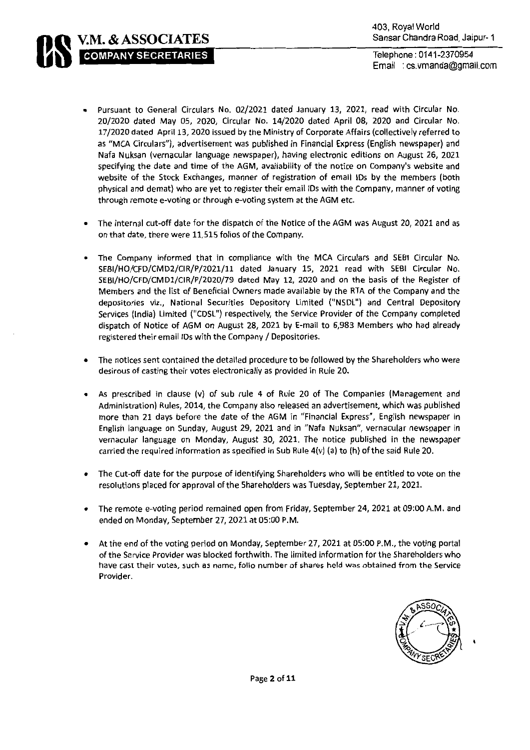- Pursuant to General Circulars No. 02/2021 dated January 13, 2021, read with Circular No. 20/2020 dated May 05, 2020, Circular No. 14/2020 dated April 08, 2020 and Circular No. 17/2020 dated April 13, 2020 issued by the Ministry of Corporate Affairs (collectively referred to as "MCA Circulars"), advertisement was published in Financial Express (English newspaper) and Nafa Nuksan (vernacular language newspaper), having electronic editions on August 26, 2021 specifying the date and time of the AGM, availability of the notice on Company's website and website of the Stock Exchanges, manner of registration of email IDs by the members (both physical and demat) who are yet to register their email IDs with the Company, manner of voting through remote e-voting or through e-voting system at the AGM etc.

- The internal cut-off date for the dispatch of the Notice of the AGM was August 20, 2021 and as on that date, there were 11,515 folios of the Company.

- The Company informed that in compliance with the MCA Circulars and SEBI Circular No. SEBI/HO/CFD/CMD2/CIR/P/2021/11 dated January 15, 2021 read with SEBI Circular No. SEBI/HO/CFD/CMD1/CIR/P/2020/79 dated May 12, 2020 and on the basis of the Register of Members and the list of Beneficial Owners made available by the RTA of the Company and the depositories viz., National Securities Depository Limited ("NSDL") and Central Depository Services (India) Limited ("CDSL") respectively, the Service Provider of the Company completed dispatch of Notice of AGM on August 28, 2021 by E-mail to 6,983 Members who had already registered their email IDs with the Company / Depositories.

- The notices sent contained the detailed procedure to be followed by the Shareholders who were desirous of casting their votes electronically as provided in Rule 20.

- As prescribed in clause (v) of sub rule 4 of Rule 20 of The Companies (Management and Administration) Rules, 2014, the Company also released an advertisement, which was published more than 21 days before the date of the AGM in "Financial Express", English newspaper in English language on Sunday, August 29, 2021 and in "Nafa Nuksan", vernacular newspaper in vernacular language on Monday, August 30, 2021. The notice published in the newspaper carried the required information as specified in Sub Rule 4(v) (a) to (h) of the said Rule 20.

- The Cut-off date for the purpose of identifying Shareholders who will be entitled to vote on the resolutions placed for approval of the Shareholders was Tuesday, September 21, 2021.

- The remote e-voting period remained open from Friday, September 24, 2021 at 09:00 A.M. and ended on Monday, September 27, 2021 at 05:00 P.M.

- At the end of the voting period on Monday, September 27, 2021 at 05:00 P.M., the voting portal of the Service Provider was blocked forthwith. The limited information for the Shareholders who have cast their votes, such as name, folio number of shares held was obtained from the Service Provider.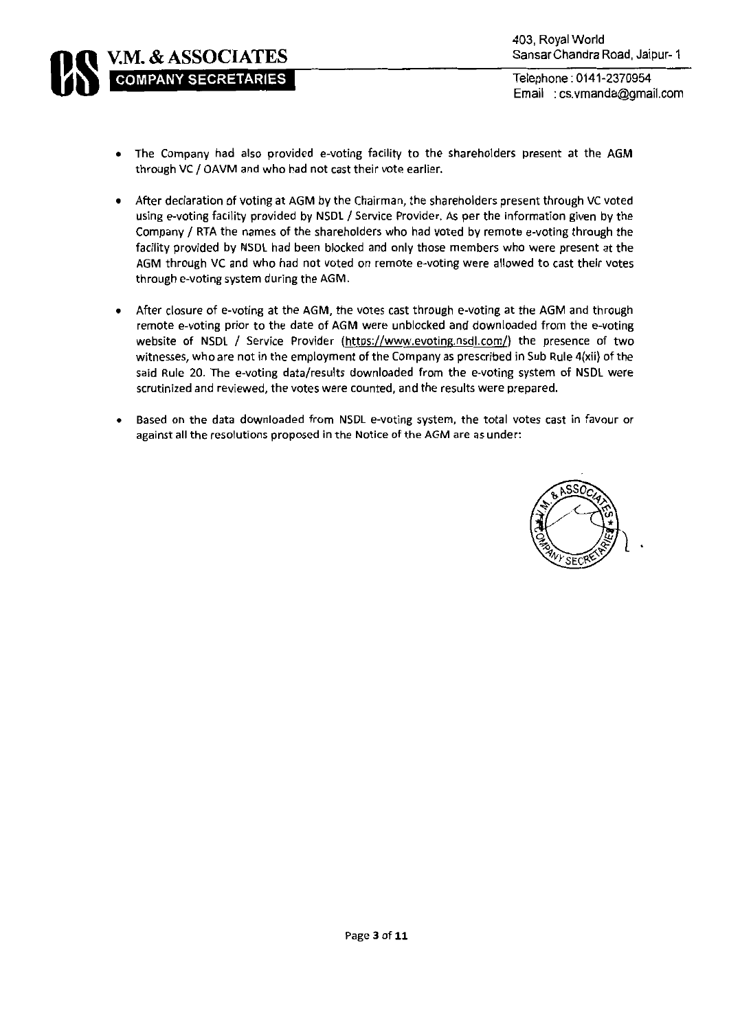- The Company had also provided e-voting facility to the shareholders present at the AGM through VC / OAVM and who had not cast their vote earlier.

- After declaration of voting at AGM by the Chairman, the shareholders present through VC voted using e-voting facility provided by NSDL / Service Provider. As per the information given by the Company / RTA the names of the shareholders who had voted by remote e-voting through the facility provided by NSDL had been blocked and only those members who were present at the AGM through VC and who had not voted on remote e-voting were allowed to cast their votes through e-voting system during the AGM.

- After closure of e-voting at the AGM, the votes cast through e-voting at the AGM and through remote e-voting prior to the date of AGM were unblocked and downloaded from the e-voting website of NSDL / Service Provider (https://www.evoting.nsdl.com/) the presence of two witnesses, who are not in the employment of the Company as prescribed in Sub Rule 4(xii) of the said Rule 20. The e-voting data/results downloaded from the e-voting system of NSDL were scrutinized and reviewed, the votes were counted, and the results were prepared.

- Based on the data downloaded from NSDL e-voting system, the total votes cast in favour or against all the resolutions proposed in the Notice of the AGM are as under: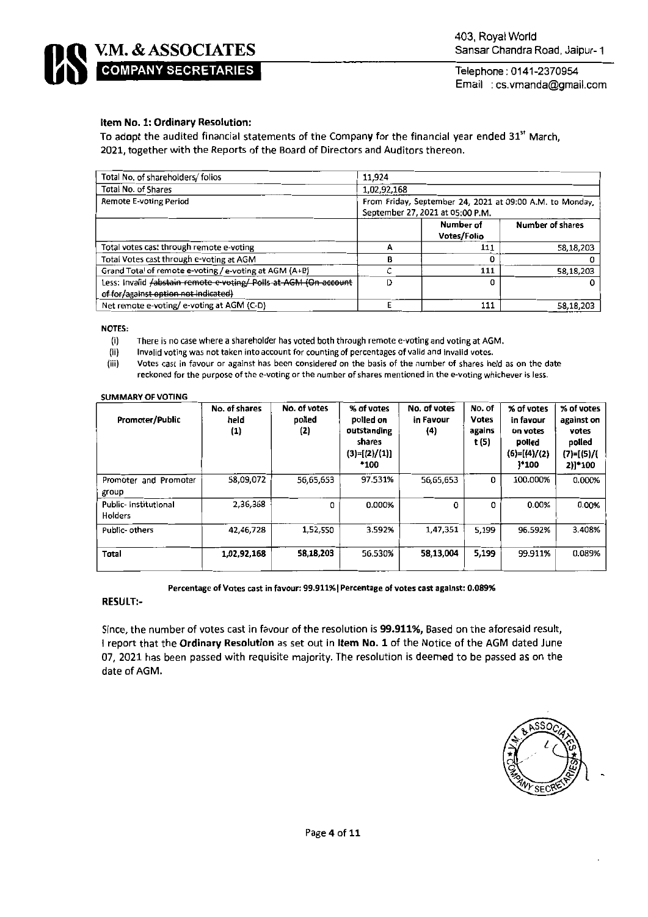V.M. & ASSOCIATES
COMPANY SECRETARIES

403, Royal World
Sansar Chandra Road, Jaipur- 1
Telephone : 0141-2370954
Email : cs.vmanda@gmail.com

**Item No. 1: Ordinary Resolution:**

To adopt the audited financial statements of the Company for the financial year ended 31st March, 2021, together with the Reports of the Board of Directors and Auditors thereon.

| Total No. of shareholders/ folios | 11,924 | | |
|---|---|---|---|
| Total No. of Shares | 1,02,92,168 | | |
| Remote E-voting Period | From Friday, September 24, 2021 at 09:00 A.M. to Monday, September 27, 2021 at 05:00 P.M. | | |
| | | Number of Votes/Folio | Number of shares |
| Total votes cast through remote e-voting | A | 111 | 58,18,203 |
| Total Votes cast through e-voting at AGM | B | 0 | 0 |
| Grand Total of remote e-voting / e-voting at AGM (A+B) | C | 111 | 58,18,203 |
| Less: Invalid ~~/abstain remote e-voting/ Polls at AGM (On account of for/against option not indicated)~~ | D | 0 | 0 |
| Net remote e-voting/ e-voting at AGM (C-D) | E | 111 | 58,18,203 |

NOTES:

(i) There is no case where a shareholder has voted both through remote e-voting and voting at AGM.
(ii) Invalid voting was not taken into account for counting of percentages of valid and invalid votes.
(iii) Votes cast in favour or against has been considered on the basis of the number of shares held as on the date reckoned for the purpose of the e-voting or the number of shares mentioned in the e-voting whichever is less.

SUMMARY OF VOTING

| Promoter/Public | No. of shares held (1) | No. of votes polled (2) | % of votes polled on outstanding shares (3)=[(2)/(1)]*100 | No. of votes in Favour (4) | No. of Votes against (5) | % of votes in favour on votes polled (6)=[(4)/(2)]*100 | % of votes against on votes polled (7)=[(5)/(2)]*100 |
|---|---|---|---|---|---|---|---|
| Promoter and Promoter group | 58,09,072 | 56,65,653 | 97.531% | 56,65,653 | 0 | 100.000% | 0.000% |
| Public- Institutional Holders | 2,36,368 | 0 | 0.000% | 0 | 0 | 0.00% | 0.00% |
| Public- others | 42,46,728 | 1,52,550 | 3.592% | 1,47,351 | 5,199 | 96.592% | 3.408% |
| **Total** | **1,02,92,168** | **58,18,203** | 56.530% | **58,13,004** | **5,199** | 99.911% | 0.089% |

**Percentage of Votes cast in favour: 99.911%| Percentage of votes cast against: 0.089%**

**RESULT:-**

Since, the number of votes cast in favour of the resolution is **99.911%,** Based on the aforesaid result, I report that the **Ordinary Resolution** as set out in **Item No. 1** of the Notice of the AGM dated June 07, 2021 has been passed with requisite majority. The resolution is deemed to be passed as on the date of AGM.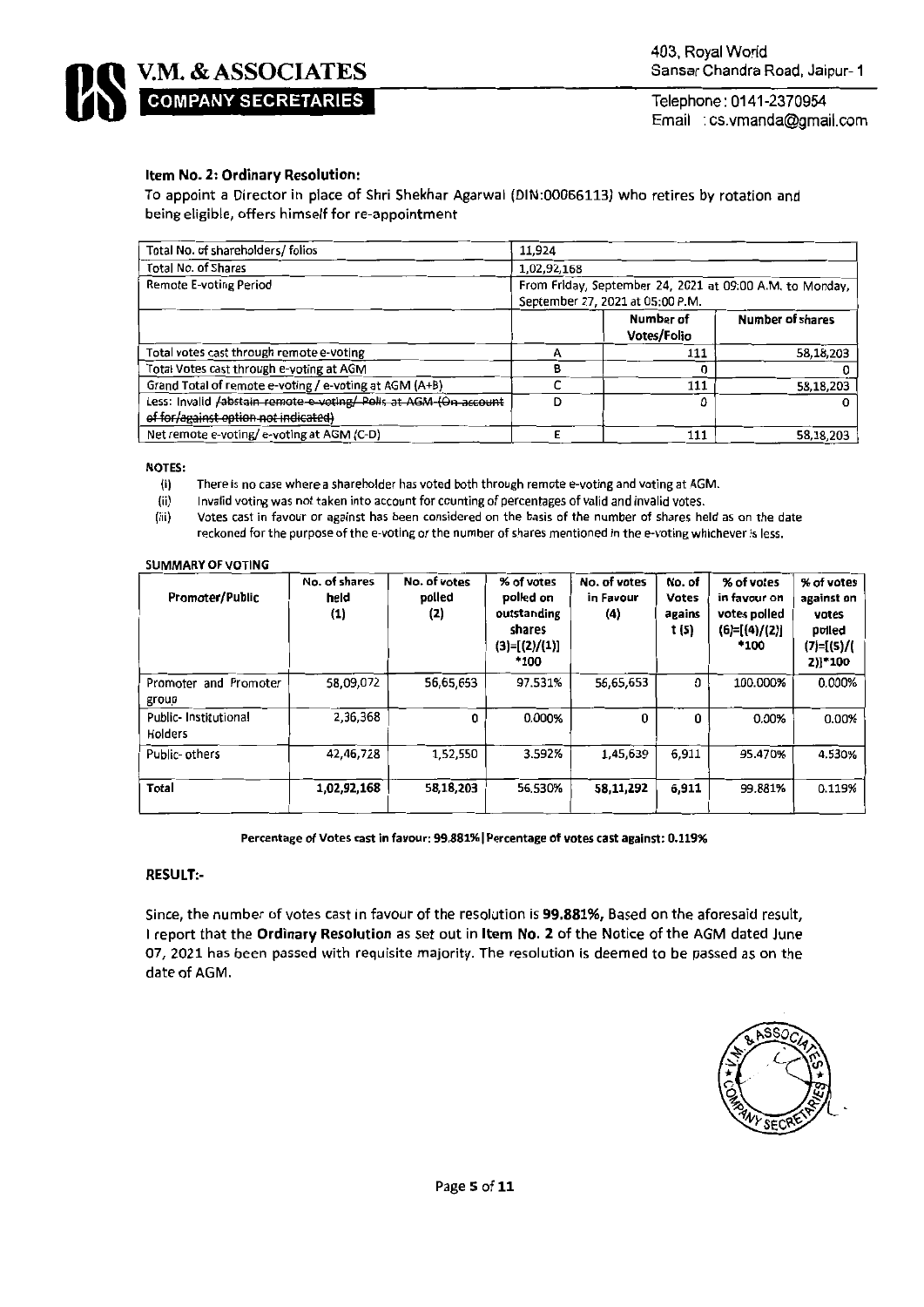V.M. & ASSOCIATES
COMPANY SECRETARIES

403, Royal World
Sansar Chandra Road, Jaipur- 1

Telephone : 0141-2370954
Email : cs.vmanda@gmail.com

### Item No. 2: Ordinary Resolution:

To appoint a Director in place of Shri Shekhar Agarwal (DIN:00066113) who retires by rotation and being eligible, offers himself for re-appointment

| Total No. of shareholders/ folios | 11,924 | | |
|---|---|---|---|
| Total No. of Shares | 1,02,92,168 | | |
| Remote E-voting Period | From Friday, September 24, 2021 at 09:00 A.M. to Monday, September 27, 2021 at 05:00 P.M. | | |
| | | Number of Votes/Folio | Number of shares |
| Total votes cast through remote e-voting | A | 111 | 58,18,203 |
| Total Votes cast through e-voting at AGM | B | 0 | 0 |
| Grand Total of remote e-voting / e-voting at AGM (A+B) | C | 111 | 58,18,203 |
| Less: Invalid ~~/abstain remote e-voting/ Polls at AGM (On account of for/against option not indicated)~~ | D | 0 | 0 |
| Net remote e-voting/ e-voting at AGM (C-D) | E | 111 | 58,18,203 |

**NOTES:**

(i) There is no case where a shareholder has voted both through remote e-voting and voting at AGM.
(ii) Invalid voting was not taken into account for counting of percentages of valid and invalid votes.
(iii) Votes cast in favour or against has been considered on the basis of the number of shares held as on the date reckoned for the purpose of the e-voting or the number of shares mentioned in the e-voting whichever is less.

**SUMMARY OF VOTING**

| Promoter/Public | No. of shares held (1) | No. of votes polled (2) | % of votes polled on outstanding shares (3)=[(2)/(1)]*100 | No. of votes in Favour (4) | No. of Votes against (5) | % of votes in favour on votes polled (6)=[(4)/(2)]*100 | % of votes against on votes polled (7)=[(5)/(2)]*100 |
|---|---|---|---|---|---|---|---|
| Promoter and Promoter group | 58,09,072 | 56,65,653 | 97.531% | 56,65,653 | 0 | 100.000% | 0.000% |
| Public- Institutional Holders | 2,36,368 | 0 | 0.000% | 0 | 0 | 0.00% | 0.00% |
| Public- others | 42,46,728 | 1,52,550 | 3.592% | 1,45,639 | 6,911 | 95.470% | 4.530% |
| **Total** | **1,02,92,168** | **58,18,203** | 56.530% | **58,11,292** | **6,911** | 99.881% | 0.119% |

**Percentage of Votes cast in favour: 99.881% | Percentage of votes cast against: 0.119%**

### RESULT:-

Since, the number of votes cast in favour of the resolution is **99.881%,** Based on the aforesaid result, I report that the **Ordinary Resolution** as set out in **Item No. 2** of the Notice of the AGM dated June 07, 2021 has been passed with requisite majority. The resolution is deemed to be passed as on the date of AGM.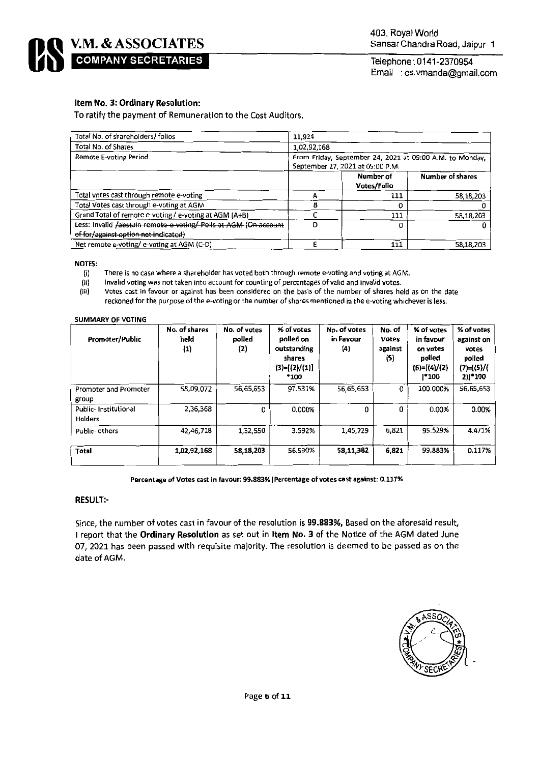**V.M. & ASSOCIATES**
**COMPANY SECRETARIES**

403, Royal World
Sansar Chandra Road, Jaipur- 1
Telephone : 0141-2370954
Email : cs.vmanda@gmail.com

**Item No. 3: Ordinary Resolution:**

To ratify the payment of Remuneration to the Cost Auditors.

| Total No. of shareholders/ folios | 11,924 | | |
|---|---|---|---|
| Total No. of Shares | 1,02,92,168 | | |
| Remote E-voting Period | From Friday, September 24, 2021 at 09:00 A.M. to Monday, September 27, 2021 at 05:00 P.M. | | |
| | | Number of Votes/Folio | Number of shares |
| Total votes cast through remote e-voting | A | 111 | 58,18,203 |
| Total Votes cast through e-voting at AGM | B | 0 | 0 |
| Grand Total of remote e-voting / e-voting at AGM (A+B) | C | 111 | 58,18,203 |
| Less: Invalid ~~/abstain remote e-voting/ Polls at AGM (On account of for/against option not indicated)~~ | D | 0 | 0 |
| Net remote e-voting/ e-voting at AGM (C-D) | E | 111 | 58,18,203 |

**NOTES:**

(i) There is no case where a shareholder has voted both through remote e-voting and voting at AGM.
(ii) Invalid voting was not taken into account for counting of percentages of valid and invalid votes.
(iii) Votes cast in favour or against has been considered on the basis of the number of shares held as on the date reckoned for the purpose of the e-voting or the number of shares mentioned in the e-voting whichever is less.

**SUMMARY OF VOTING**

| Promoter/Public | No. of shares held (1) | No. of votes polled (2) | % of votes polled on outstanding shares (3)=[(2)/(1)] *100 | No. of votes in Favour (4) | No. of Votes against (5) | % of votes in favour on votes polled (6)=[(4)/(2) ]*100 | % of votes against on votes polled (7)=[(5)/( 2)]*100 |
|---|---|---|---|---|---|---|---|
| Promoter and Promoter group | 58,09,072 | 56,65,653 | 97.531% | 56,65,653 | 0 | 100.000% | 56,65,653 |
| Public- Institutional Holders | 2,36,368 | 0 | 0.000% | 0 | 0 | 0.00% | 0.00% |
| Public- others | 42,46,728 | 1,52,550 | 3.592% | 1,45,729 | 6,821 | 95.529% | 4.471% |
| Total | 1,02,92,168 | 58,18,203 | 56.530% | 58,11,382 | 6,821 | 99.883% | 0.117% |

**Percentage of Votes cast in favour: 99.883% | Percentage of votes cast against: 0.117%**

**RESULT:-**

Since, the number of votes cast in favour of the resolution is **99.883%,** Based on the aforesaid result, I report that the **Ordinary Resolution** as set out in **Item No. 3** of the Notice of the AGM dated June 07, 2021 has been passed with requisite majority. The resolution is deemed to be passed as on the date of AGM.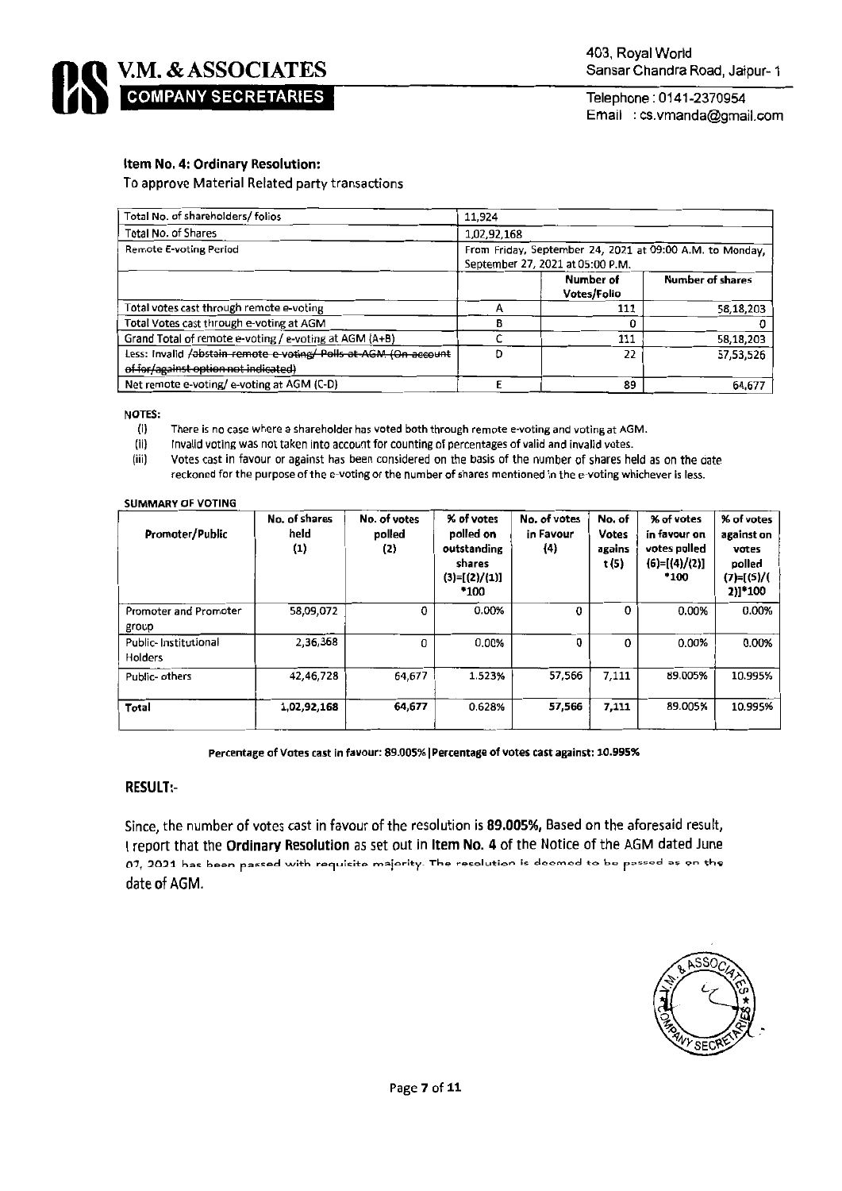**V.M. & ASSOCIATES**
**COMPANY SECRETARIES**

403, Royal World
Sansar Chandra Road, Jaipur- 1
Telephone : 0141-2370954
Email : cs.vmanda@gmail.com

**Item No. 4: Ordinary Resolution:**

To approve Material Related party transactions

| Total No. of shareholders/ folios | 11,924 | | |
|---|---|---|---|
| Total No. of Shares | 1,02,92,168 | | |
| Remote E-voting Period | From Friday, September 24, 2021 at 09:00 A.M. to Monday, September 27, 2021 at 05:00 P.M. | | |
| | | Number of Votes/Folio | Number of shares |
| Total votes cast through remote e-voting | A | 111 | 58,18,203 |
| Total Votes cast through e-voting at AGM | B | 0 | 0 |
| Grand Total of remote e-voting / e-voting at AGM (A+B) | C | 111 | 58,18,203 |
| Less: Invalid /~~abstain remote e-voting/ Polls at AGM (On account of for/against option not indicated)~~ | D | 22 | 57,53,526 |
| Net remote e-voting/ e-voting at AGM (C-D) | E | 89 | 64,677 |

NOTES:

(i) There is no case where a shareholder has voted both through remote e-voting and voting at AGM.

(ii) Invalid voting was not taken into account for counting of percentages of valid and invalid votes.

(iii) Votes cast in favour or against has been considered on the basis of the number of shares held as on the date reckoned for the purpose of the e-voting or the number of shares mentioned in the e-voting whichever is less.

**SUMMARY OF VOTING**

| Promoter/Public | No. of shares held (1) | No. of votes polled (2) | % of votes polled on outstanding shares (3)=[(2)/(1)] *100 | No. of votes in Favour (4) | No. of Votes against (5) | % of votes in favour on votes polled (6)=[(4)/(2)] *100 | % of votes against on votes polled (7)=[(5)/(2)]*100 |
|---|---|---|---|---|---|---|---|
| Promoter and Promoter group | 58,09,072 | 0 | 0.00% | 0 | 0 | 0.00% | 0.00% |
| Public- Institutional Holders | 2,36,368 | 0 | 0.00% | 0 | 0 | 0.00% | 0.00% |
| Public- others | 42,46,728 | 64,677 | 1.523% | 57,566 | 7,111 | 89.005% | 10.995% |
| **Total** | **1,02,92,168** | **64,677** | **0.628%** | **57,566** | **7,111** | **89.005%** | **10.995%** |

**Percentage of Votes cast in favour: 89.005% | Percentage of votes cast against: 10.995%**

## RESULT:-

Since, the number of votes cast in favour of the resolution is **89.005%**, Based on the aforesaid result, I report that the **Ordinary Resolution** as set out in **Item No. 4** of the Notice of the AGM dated June 07, 2021 has been passed with requisite majority. The resolution is deemed to be passed as on the date of AGM.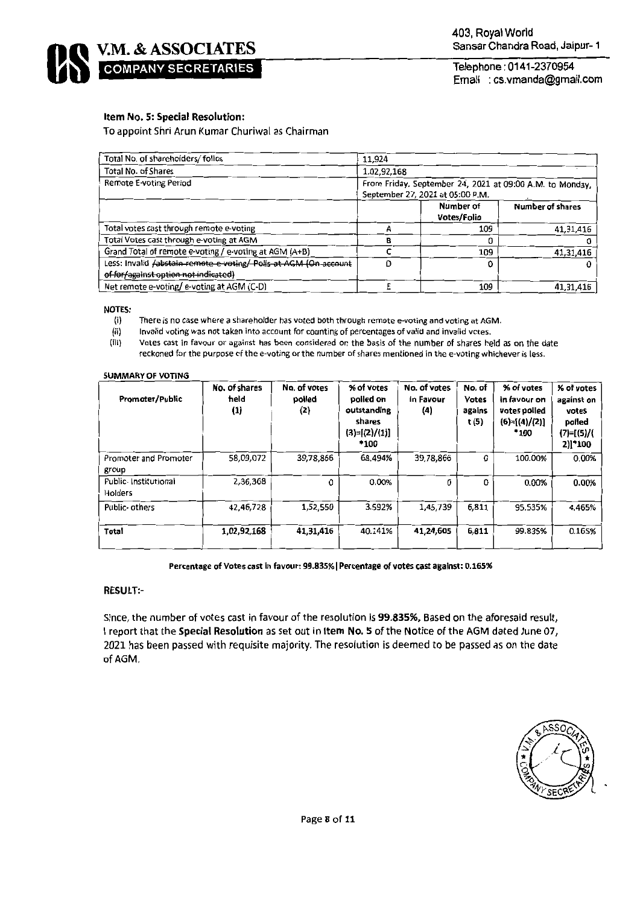**Item No. 5: Special Resolution:**

To appoint Shri Arun Kumar Churiwal as Chairman

| Total No. of shareholders/ folios | 11,924 | | |
|---|---|---|---|
| Total No. of Shares | 1,02,92,168 | | |
| Remote E-voting Period | From Friday, September 24, 2021 at 09:00 A.M. to Monday, September 27, 2021 at 05:00 P.M. | | |
| | | Number of Votes/Folio | Number of shares |
| Total votes cast through remote e-voting | A | 109 | 41,31,416 |
| Total Votes cast through e-voting at AGM | B | 0 | 0 |
| Grand Total of remote e-voting / e-voting at AGM (A+B) | C | 109 | 41,31,416 |
| Less: Invalid ~~/abstain remote e-voting/ Polls at AGM (On account of for/against option not indicated)~~ | D | 0 | 0 |
| Net remote e-voting/ e-voting at AGM (C-D) | E | 109 | 41,31,416 |

**NOTES:**

(i) There is no case where a shareholder has voted both through remote e-voting and voting at AGM.

(ii) Invalid voting was not taken into account for counting of percentages of valid and invalid votes.

(iii) Votes cast in favour or against has been considered on the basis of the number of shares held as on the date reckoned for the purpose of the e-voting or the number of shares mentioned in the e-voting whichever is less.

**SUMMARY OF VOTING**

| Promoter/Public | No. of shares held (1) | No. of votes polled (2) | % of votes polled on outstanding shares (3)=[(2)/(1)]*100 | No. of votes in Favour (4) | No. of Votes against (5) | % of votes in favour on votes polled (6)=[(4)/(2)]*100 | % of votes against on votes polled (7)=[(5)/(2)]*100 |
|---|---|---|---|---|---|---|---|
| Promoter and Promoter group | 58,09,072 | 39,78,866 | 68.494% | 39,78,866 | 0 | 100.00% | 0.00% |
| Public- Institutional Holders | 2,36,368 | 0 | 0.00% | 0 | 0 | 0.00% | 0.00% |
| Public- others | 42,46,728 | 1,52,550 | 3.592% | 1,45,739 | 6,811 | 95.535% | 4.465% |
| **Total** | **1,02,92,168** | **41,31,416** | 40.141% | **41,24,605** | **6,811** | 99.835% | 0.165% |

**Percentage of Votes cast in favour: 99.835% | Percentage of votes cast against: 0.165%**

**RESULT:-**

Since, the number of votes cast in favour of the resolution is **99.835%**, Based on the aforesaid result, I report that the **Special Resolution** as set out in **Item No. 5** of the Notice of the AGM dated June 07, 2021 has been passed with requisite majority. The resolution is deemed to be passed as on the date of AGM.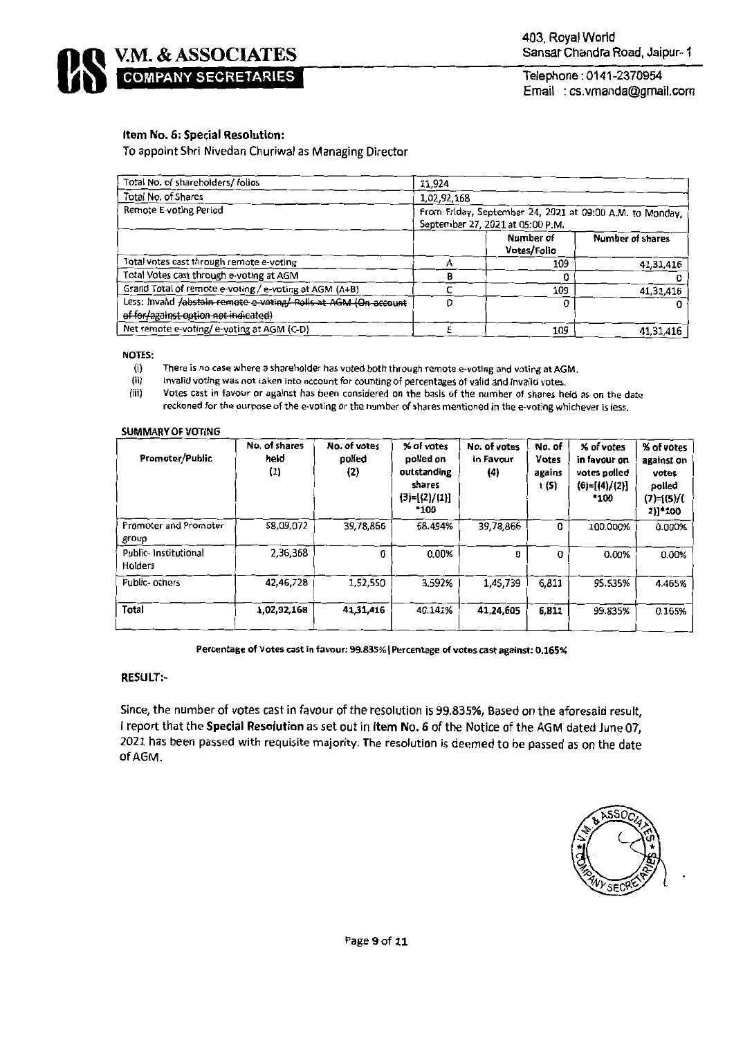**V.M. & ASSOCIATES**
**COMPANY SECRETARIES**

403, Royal World
Sansar Chandra Road, Jaipur- 1
Telephone : 0141-2370954
Email : cs.vmanda@gmail.com

**Item No. 6: Special Resolution:**

To appoint Shri Nivedan Churiwal as Managing Director

| Total No. of shareholders/ folios | 11,924 | | |
|---|---|---|---|
| Total No. of Shares | 1,02,92,168 | | |
| Remote E-voting Period | From Friday, September 24, 2021 at 09:00 A.M. to Monday, September 27, 2021 at 05:00 P.M. | | |
| | | Number of Votes/Folio | Number of shares |
| Total votes cast through remote e-voting | A | 109 | 41,31,416 |
| Total Votes cast through e-voting at AGM | B | 0 | 0 |
| Grand Total of remote e-voting / e-voting at AGM (A+B) | C | 109 | 41,31,416 |
| Less: Invalid ~~/abstain remote e-voting/ Polls at AGM (On account of for/against option not indicated)~~ | D | 0 | 0 |
| Net remote e-voting/ e-voting at AGM (C-D) | E | 109 | 41,31,416 |

**NOTES:**

(i) There is no case where a shareholder has voted both through remote e-voting and voting at AGM.
(ii) Invalid voting was not taken into account for counting of percentages of valid and invalid votes.
(iii) Votes cast in favour or against has been considered on the basis of the number of shares held as on the date reckoned for the purpose of the e-voting or the number of shares mentioned in the e-voting whichever is less.

**SUMMARY OF VOTING**

| Promoter/Public | No. of shares held (1) | No. of votes polled (2) | % of votes polled on outstanding shares (3)=[(2)/(1)] *100 | No. of votes in Favour (4) | No. of Votes against (5) | % of votes in favour on votes polled (6)=[(4)/(2)] *100 | % of votes against on votes polled (7)=[(5)/(2)]*100 |
|---|---|---|---|---|---|---|---|
| Promoter and Promoter group | 58,09,072 | 39,78,866 | 68.494% | 39,78,866 | 0 | 100.000% | 0.000% |
| Public- Institutional Holders | 2,36,368 | 0 | 0.00% | 0 | 0 | 0.00% | 0.00% |
| Public- others | 42,46,728 | 1,52,550 | 3.592% | 1,45,739 | 6,811 | 95.535% | 4.465% |
| Total | 1,02,92,168 | 41,31,416 | 40.141% | 41,24,605 | 6,811 | 99.835% | 0.165% |

**Percentage of Votes cast in favour: 99.835% | Percentage of votes cast against: 0.165%**

**RESULT:-**

Since, the number of votes cast in favour of the resolution is 99.835%, Based on the aforesaid result, I report that the **Special Resolution** as set out in **Item No. 6** of the Notice of the AGM dated June 07, 2021 has been passed with requisite majority. The resolution is deemed to be passed as on the date of AGM.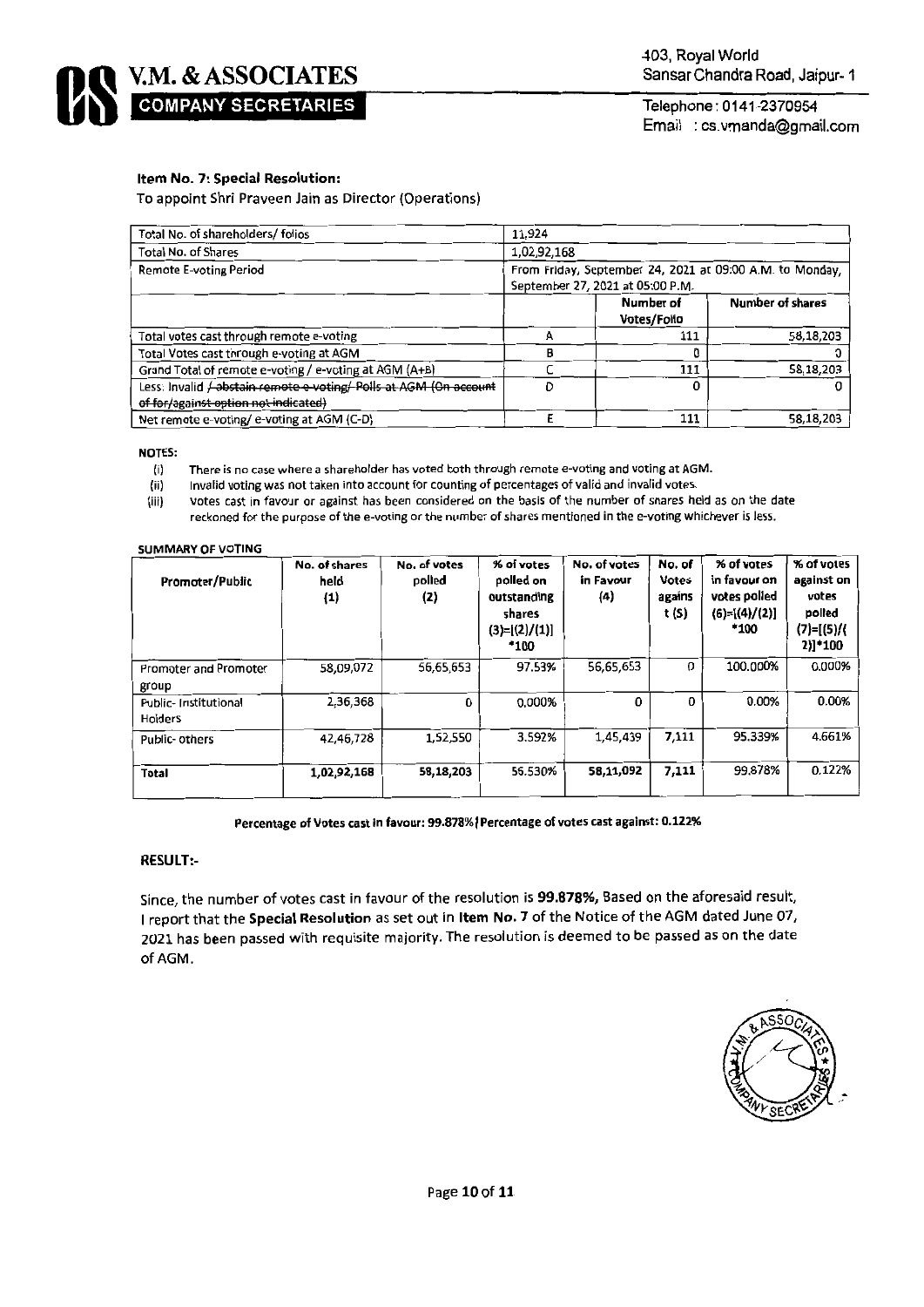**V.M. & ASSOCIATES**
**COMPANY SECRETARIES**

403, Royal World
Sansar Chandra Road, Jaipur- 1
Telephone : 0141-2370954
Email : cs.vmanda@gmail.com

**Item No. 7: Special Resolution:**

To appoint Shri Praveen Jain as Director (Operations)

| Total No. of shareholders/ folios | 11,924 | | |
|---|---|---|---|
| Total No. of Shares | 1,02,92,168 | | |
| Remote E-voting Period | From Friday, September 24, 2021 at 09:00 A.M. to Monday, September 27, 2021 at 05:00 P.M. | | |
| | | Number of Votes/Folio | Number of shares |
| Total votes cast through remote e-voting | A | 111 | 58,18,203 |
| Total Votes cast through e-voting at AGM | B | 0 | 0 |
| Grand Total of remote e-voting / e-voting at AGM (A+B) | C | 111 | 58,18,203 |
| Less: Invalid ~~/ abstain remote e-voting/ Polls at AGM (On account of for/against option not indicated)~~ | D | 0 | 0 |
| Net remote e-voting/ e-voting at AGM (C-D) | E | 111 | 58,18,203 |

**NOTES:**

(i) There is no case where a shareholder has voted both through remote e-voting and voting at AGM.
(ii) Invalid voting was not taken into account for counting of percentages of valid and invalid votes.
(iii) Votes cast in favour or against has been considered on the basis of the number of shares held as on the date reckoned for the purpose of the e-voting or the number of shares mentioned in the e-voting whichever is less.

**SUMMARY OF VOTING**

| Promoter/Public | No. of shares held (1) | No. of votes polled (2) | % of votes polled on outstanding shares (3)=[(2)/(1)] *100 | No. of votes in Favour (4) | No. of Votes against (5) | % of votes in favour on votes polled (6)=[(4)/(2)] *100 | % of votes against on votes polled (7)=[(5)/(2)]*100 |
|---|---|---|---|---|---|---|---|
| Promoter and Promoter group | 58,09,072 | 56,65,653 | 97.53% | 56,65,653 | 0 | 100.000% | 0.000% |
| Public- Institutional Holders | 2,36,368 | 0 | 0.000% | 0 | 0 | 0.00% | 0.00% |
| Public- others | 42,46,728 | 1,52,550 | 3.592% | 1,45,439 | 7,111 | 95.339% | 4.661% |
| **Total** | **1,02,92,168** | **58,18,203** | 56.530% | **58,11,092** | **7,111** | 99.878% | 0.122% |

**Percentage of Votes cast in favour: 99.878% | Percentage of votes cast against: 0.122%**

**RESULT:-**

Since, the number of votes cast in favour of the resolution is **99.878%,** Based on the aforesaid result, I report that the **Special Resolution** as set out in **Item No. 7** of the Notice of the AGM dated June 07, 2021 has been passed with requisite majority. The resolution is deemed to be passed as on the date of AGM.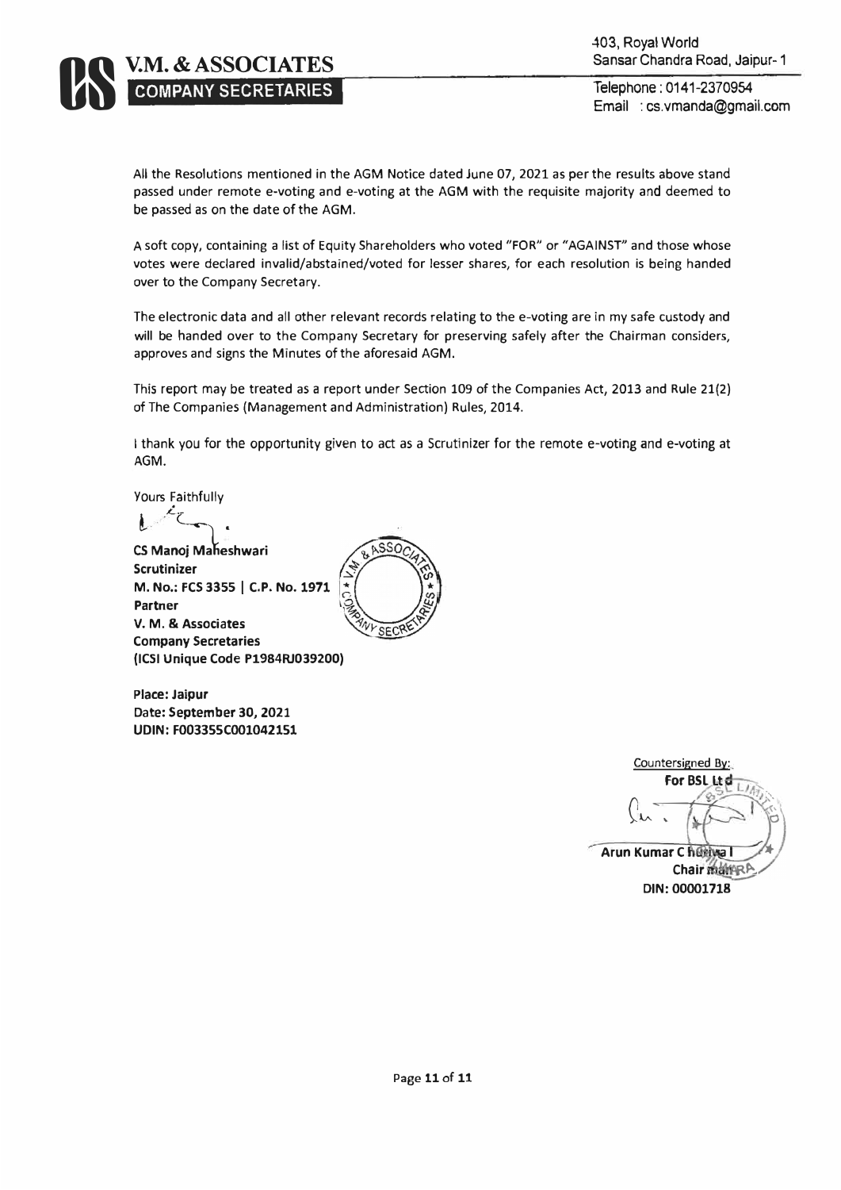All the Resolutions mentioned in the AGM Notice dated June 07, 2021 as per the results above stand passed under remote e-voting and e-voting at the AGM with the requisite majority and deemed to be passed as on the date of the AGM.

A soft copy, containing a list of Equity Shareholders who voted "FOR" or "AGAINST" and those whose votes were declared invalid/abstained/voted for lesser shares, for each resolution is being handed over to the Company Secretary.

The electronic data and all other relevant records relating to the e-voting are in my safe custody and will be handed over to the Company Secretary for preserving safely after the Chairman considers, approves and signs the Minutes of the aforesaid AGM.

This report may be treated as a report under Section 109 of the Companies Act, 2013 and Rule 21(2) of The Companies (Management and Administration) Rules, 2014.

I thank you for the opportunity given to act as a Scrutinizer for the remote e-voting and e-voting at AGM.

Yours Faithfully

**CS Manoj Maheshwari**
**Scrutinizer**
**M. No.: FCS 3355 | C.P. No. 1971**
**Partner**
**V. M. & Associates**
**Company Secretaries**
**(ICSI Unique Code P1984RJ039200)**

**Place: Jaipur**
**Date: September 30, 2021**
**UDIN: F003355C001042151**

Countersigned By:
**For BSL Ltd**

**Arun Kumar Churiwal**
**Chairman**
**DIN: 00001718**